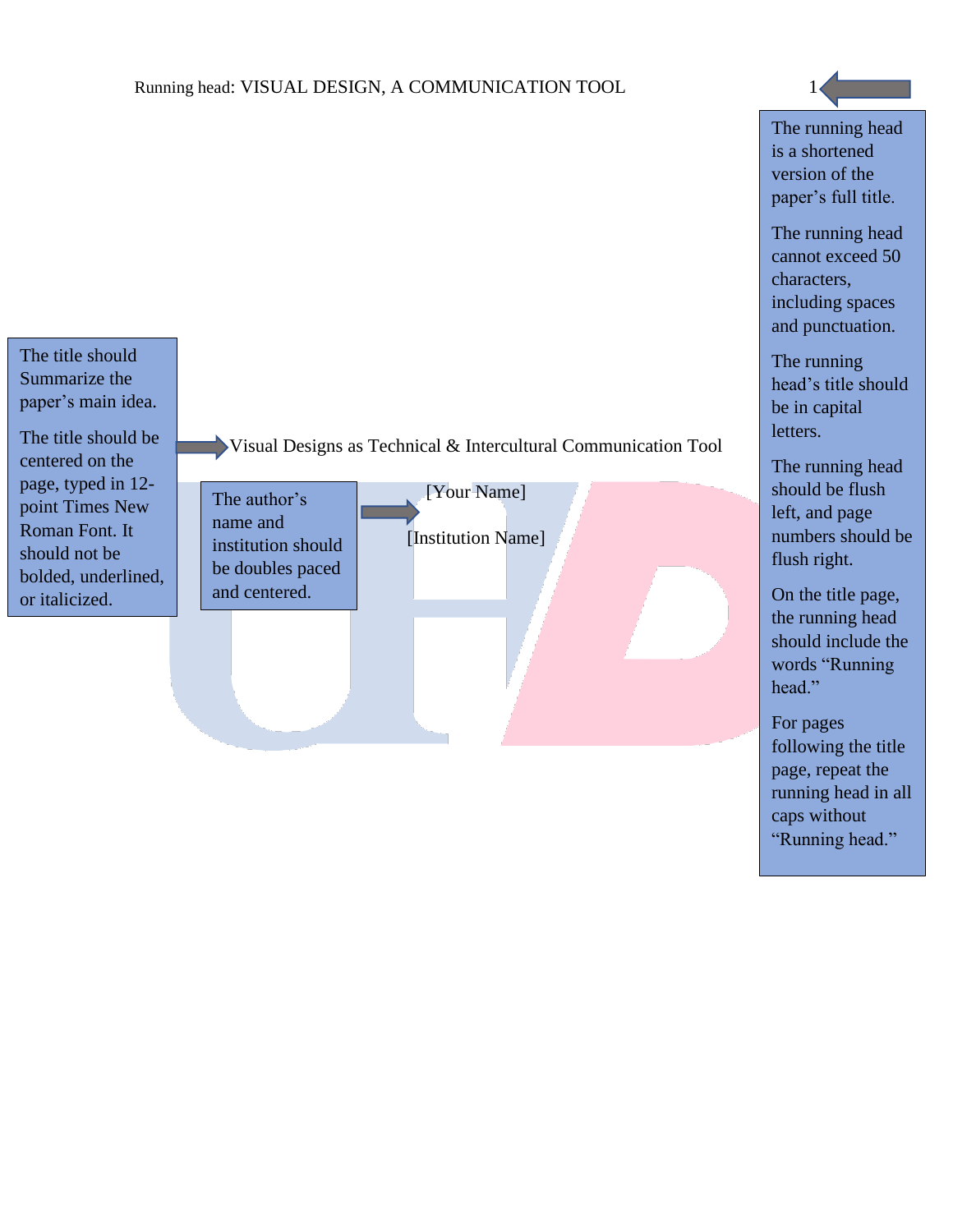Running head: VISUAL DESIGN, A COMMUNICATION TOOL

The running head is a shortened version of the paper's full title.

The running head cannot exceed 50 characters, including spaces and punctuation.

The running head's title should be in capital letters.

The running head should be flush left, and page numbers should be flush right.

On the title page, the running head should include the words "Running head."

For pages following the title page, repeat the running head in all caps without "Running head."

The title should Summarize the paper's main idea.

The title should be centered on the page, typed in 12-point Times New Roman Font. It should not be bolded, underlined, or italicized.

Visual Designs as Technical & Intercultural Communication Tool

The author's name and institution should be doubles paced and centered.

[Your Name]

[Institution Name]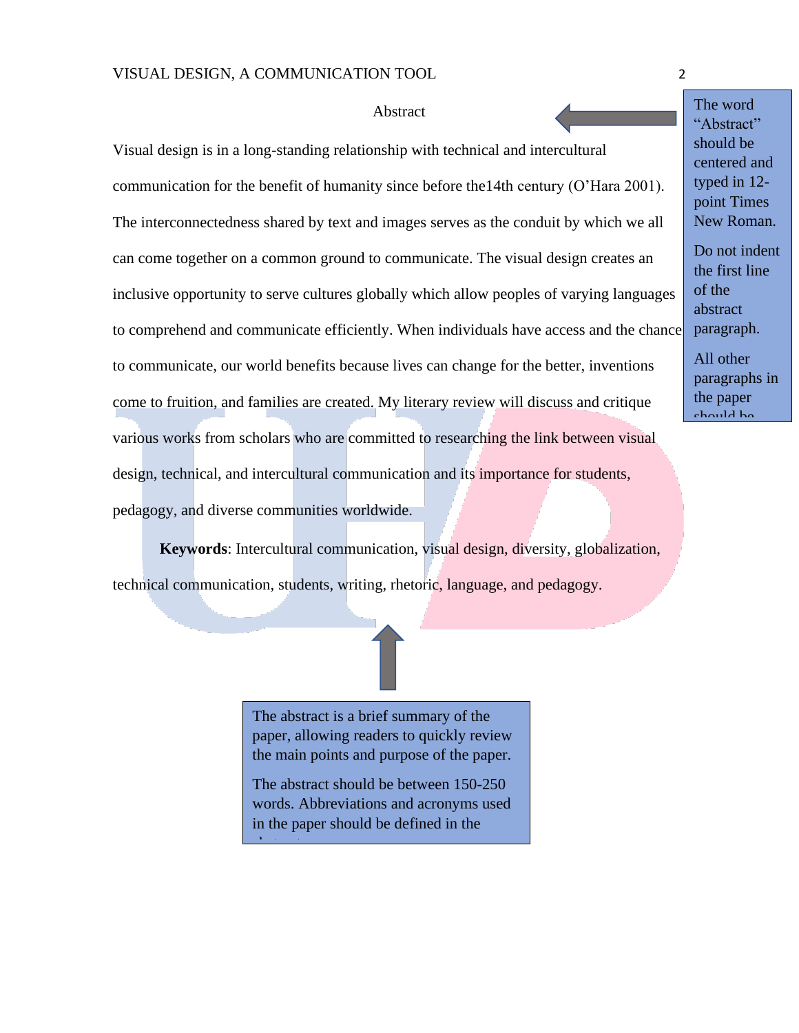# Abstract

Visual design is in a long-standing relationship with technical and intercultural communication for the benefit of humanity since before the14th century (O'Hara 2001). The interconnectedness shared by text and images serves as the conduit by which we all can come together on a common ground to communicate. The visual design creates an inclusive opportunity to serve cultures globally which allow peoples of varying languages to comprehend and communicate efficiently. When individuals have access and the chance to communicate, our world benefits because lives can change for the better, inventions come to fruition, and families are created. My literary review will discuss and critique various works from scholars who are committed to researching the link between visual design, technical, and intercultural communication and its importance for students, pedagogy, and diverse communities worldwide.

**Keywords**: Intercultural communication, visual design, diversity, globalization, technical communication, students, writing, rhetoric, language, and pedagogy.

The word "Abstract" should be centered and typed in 12-point Times New Roman.

Do not indent the first line of the abstract paragraph.

All other paragraphs in the paper should be

The abstract is a brief summary of the paper, allowing readers to quickly review the main points and purpose of the paper.

The abstract should be between 150-250 words. Abbreviations and acronyms used in the paper should be defined in the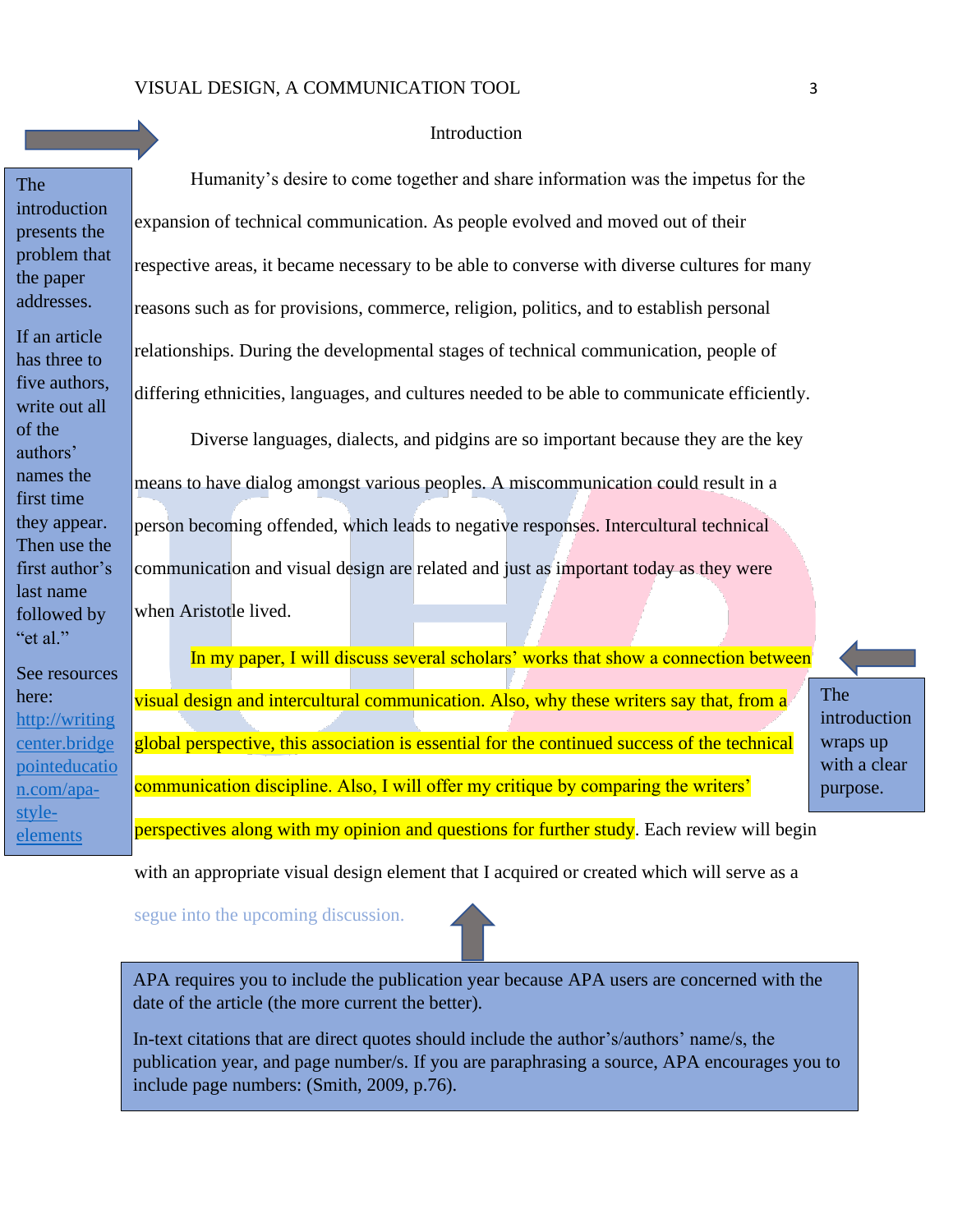## Introduction

> The introduction presents the problem that the paper addresses.
>
> If an article has three to five authors, write out all of the authors' names the first time they appear. Then use the first author's last name followed by "et al."
>
> See resources here: [http://writingcenter.bridgepointeducation.com/apa-style-elements](http://writingcenter.bridgepointeducation.com/apa-style-elements)

Humanity's desire to come together and share information was the impetus for the expansion of technical communication. As people evolved and moved out of their respective areas, it became necessary to be able to converse with diverse cultures for many reasons such as for provisions, commerce, religion, politics, and to establish personal relationships. During the developmental stages of technical communication, people of differing ethnicities, languages, and cultures needed to be able to communicate efficiently.

Diverse languages, dialects, and pidgins are so important because they are the key means to have dialog amongst various peoples. A miscommunication could result in a person becoming offended, which leads to negative responses. Intercultural technical communication and visual design are related and just as important today as they were when Aristotle lived.

In my paper, I will discuss several scholars' works that show a connection between visual design and intercultural communication. Also, why these writers say that, from a global perspective, this association is essential for the continued success of the technical communication discipline. Also, I will offer my critique by comparing the writers' perspectives along with my opinion and questions for further study. Each review will begin with an appropriate visual design element that I acquired or created which will serve as a segue into the upcoming discussion.

> The introduction wraps up with a clear purpose.

> APA requires you to include the publication year because APA users are concerned with the date of the article (the more current the better).
>
> In-text citations that are direct quotes should include the author's/authors' name/s, the publication year, and page number/s. If you are paraphrasing a source, APA encourages you to include page numbers: (Smith, 2009, p.76).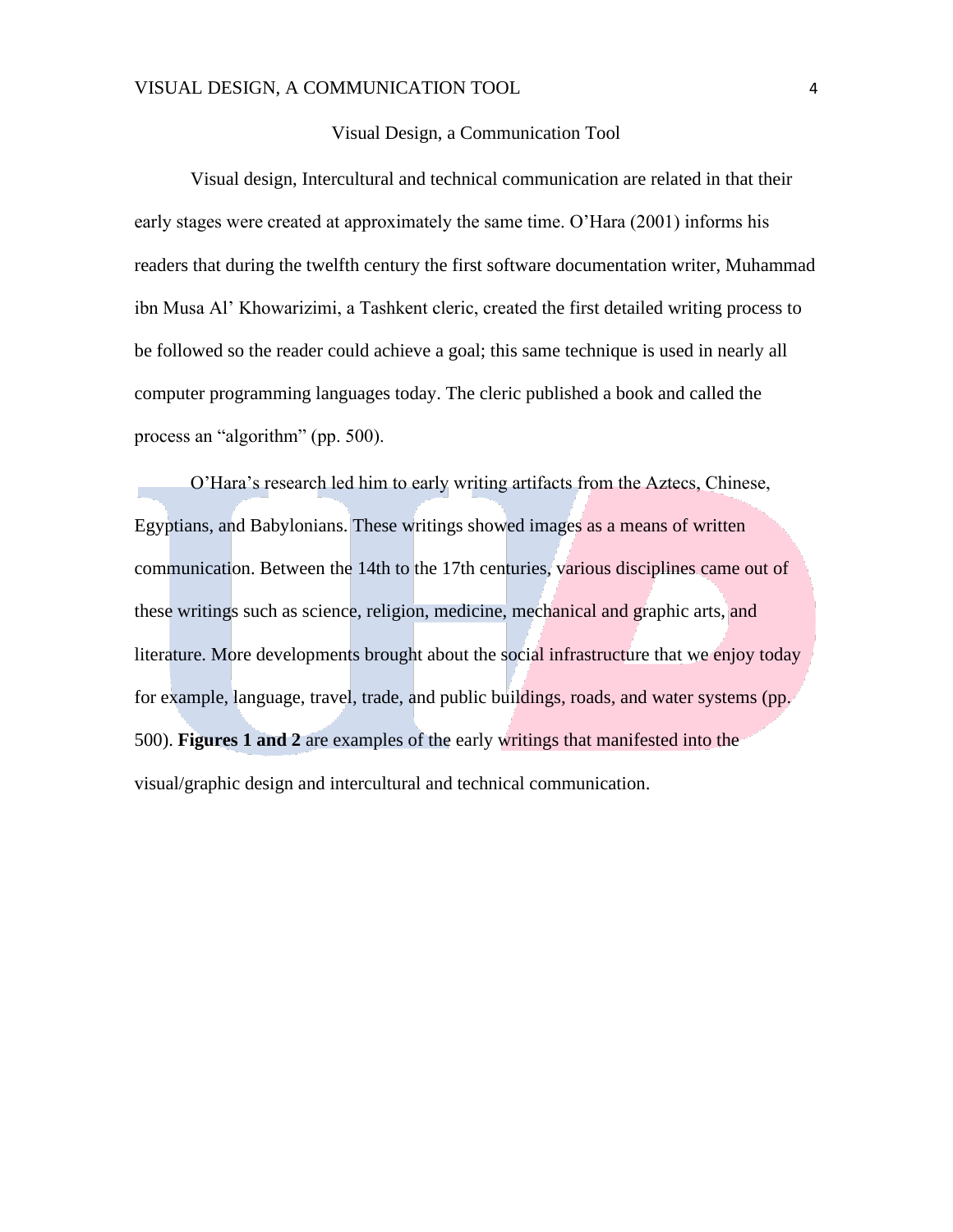# Visual Design, a Communication Tool

Visual design, Intercultural and technical communication are related in that their early stages were created at approximately the same time. O'Hara (2001) informs his readers that during the twelfth century the first software documentation writer, Muhammad ibn Musa Al' Khowarizimi, a Tashkent cleric, created the first detailed writing process to be followed so the reader could achieve a goal; this same technique is used in nearly all computer programming languages today. The cleric published a book and called the process an "algorithm" (pp. 500).

O'Hara's research led him to early writing artifacts from the Aztecs, Chinese, Egyptians, and Babylonians. These writings showed images as a means of written communication. Between the 14th to the 17th centuries, various disciplines came out of these writings such as science, religion, medicine, mechanical and graphic arts, and literature. More developments brought about the social infrastructure that we enjoy today for example, language, travel, trade, and public buildings, roads, and water systems (pp. 500). **Figures 1 and 2** are examples of the early writings that manifested into the visual/graphic design and intercultural and technical communication.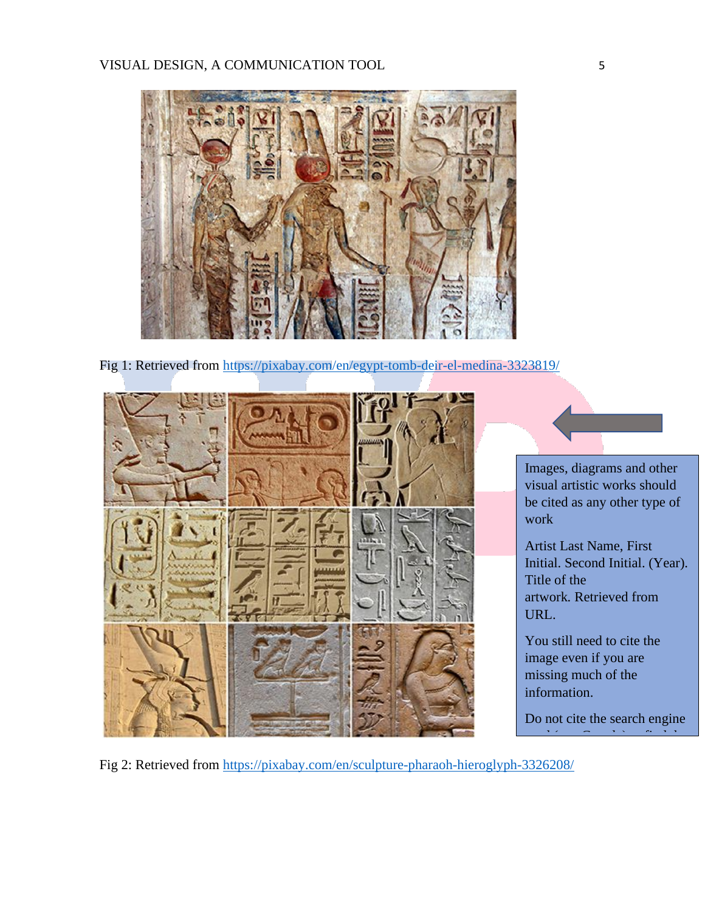Fig 1: Retrieved from https://pixabay.com/en/egypt-tomb-deir-el-medina-3323819/

Images, diagrams and other visual artistic works should be cited as any other type of work

Artist Last Name, First Initial. Second Initial. (Year). Title of the artwork. Retrieved from URL.

You still need to cite the image even if you are missing much of the information.

Do not cite the search engine

Fig 2: Retrieved from https://pixabay.com/en/sculpture-pharaoh-hieroglyph-3326208/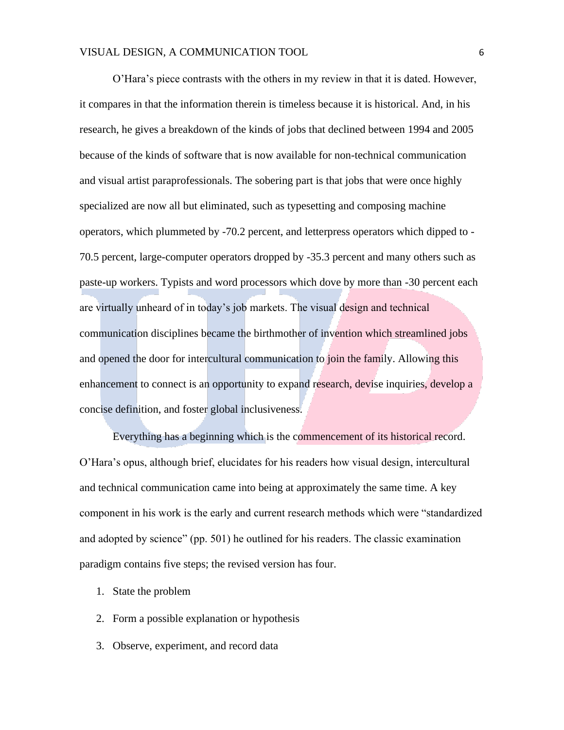O'Hara's piece contrasts with the others in my review in that it is dated. However, it compares in that the information therein is timeless because it is historical. And, in his research, he gives a breakdown of the kinds of jobs that declined between 1994 and 2005 because of the kinds of software that is now available for non-technical communication and visual artist paraprofessionals. The sobering part is that jobs that were once highly specialized are now all but eliminated, such as typesetting and composing machine operators, which plummeted by -70.2 percent, and letterpress operators which dipped to -70.5 percent, large-computer operators dropped by -35.3 percent and many others such as paste-up workers. Typists and word processors which dove by more than -30 percent each are virtually unheard of in today's job markets. The visual design and technical communication disciplines became the birthmother of invention which streamlined jobs and opened the door for intercultural communication to join the family. Allowing this enhancement to connect is an opportunity to expand research, devise inquiries, develop a concise definition, and foster global inclusiveness.

Everything has a beginning which is the commencement of its historical record. O'Hara's opus, although brief, elucidates for his readers how visual design, intercultural and technical communication came into being at approximately the same time. A key component in his work is the early and current research methods which were "standardized and adopted by science" (pp. 501) he outlined for his readers. The classic examination paradigm contains five steps; the revised version has four.

1. State the problem
2. Form a possible explanation or hypothesis
3. Observe, experiment, and record data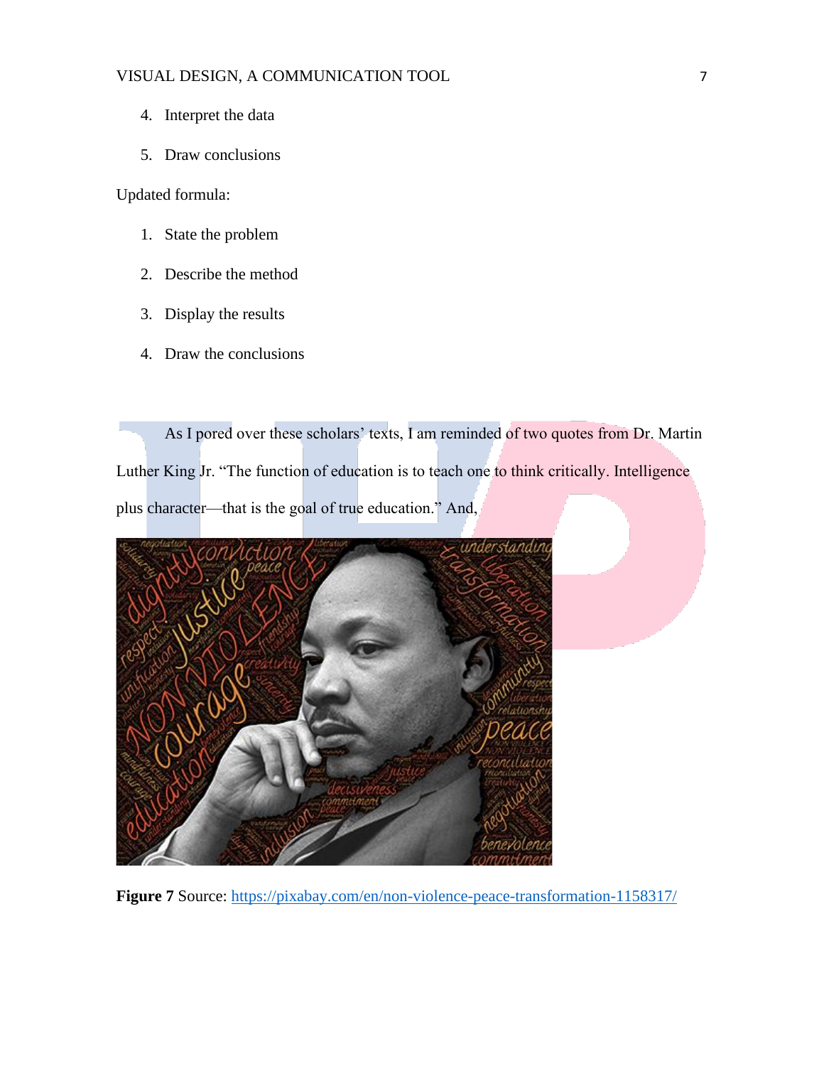4. Interpret the data
5. Draw conclusions

Updated formula:

1. State the problem
2. Describe the method
3. Display the results
4. Draw the conclusions

As I pored over these scholars' texts, I am reminded of two quotes from Dr. Martin Luther King Jr. "The function of education is to teach one to think critically. Intelligence plus character—that is the goal of true education." And,

**Figure 7** Source: https://pixabay.com/en/non-violence-peace-transformation-1158317/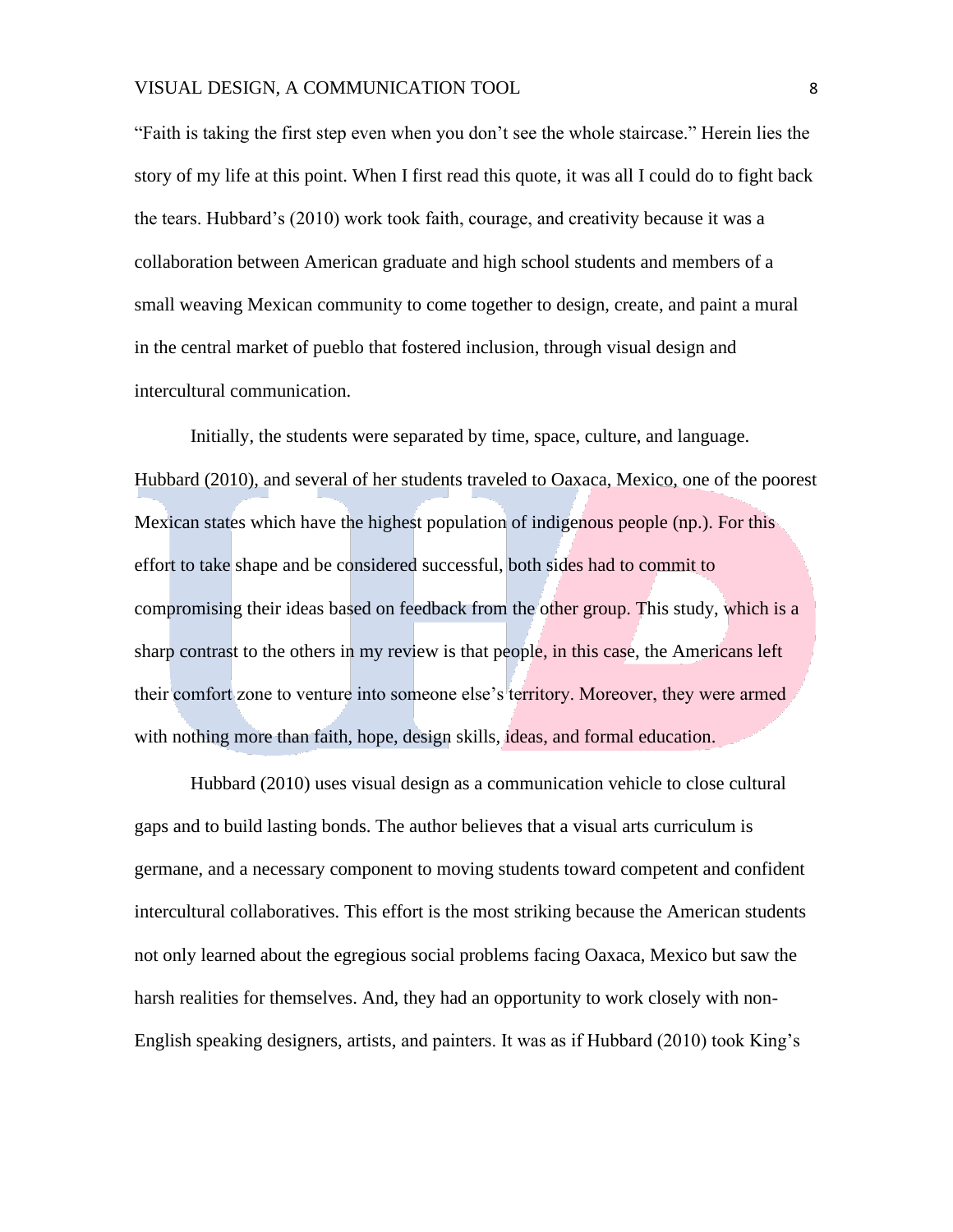"Faith is taking the first step even when you don't see the whole staircase." Herein lies the story of my life at this point. When I first read this quote, it was all I could do to fight back the tears. Hubbard's (2010) work took faith, courage, and creativity because it was a collaboration between American graduate and high school students and members of a small weaving Mexican community to come together to design, create, and paint a mural in the central market of pueblo that fostered inclusion, through visual design and intercultural communication.

Initially, the students were separated by time, space, culture, and language. Hubbard (2010), and several of her students traveled to Oaxaca, Mexico, one of the poorest Mexican states which have the highest population of indigenous people (np.). For this effort to take shape and be considered successful, both sides had to commit to compromising their ideas based on feedback from the other group. This study, which is a sharp contrast to the others in my review is that people, in this case, the Americans left their comfort zone to venture into someone else's territory. Moreover, they were armed with nothing more than faith, hope, design skills, ideas, and formal education.

Hubbard (2010) uses visual design as a communication vehicle to close cultural gaps and to build lasting bonds. The author believes that a visual arts curriculum is germane, and a necessary component to moving students toward competent and confident intercultural collaboratives. This effort is the most striking because the American students not only learned about the egregious social problems facing Oaxaca, Mexico but saw the harsh realities for themselves. And, they had an opportunity to work closely with non-English speaking designers, artists, and painters. It was as if Hubbard (2010) took King's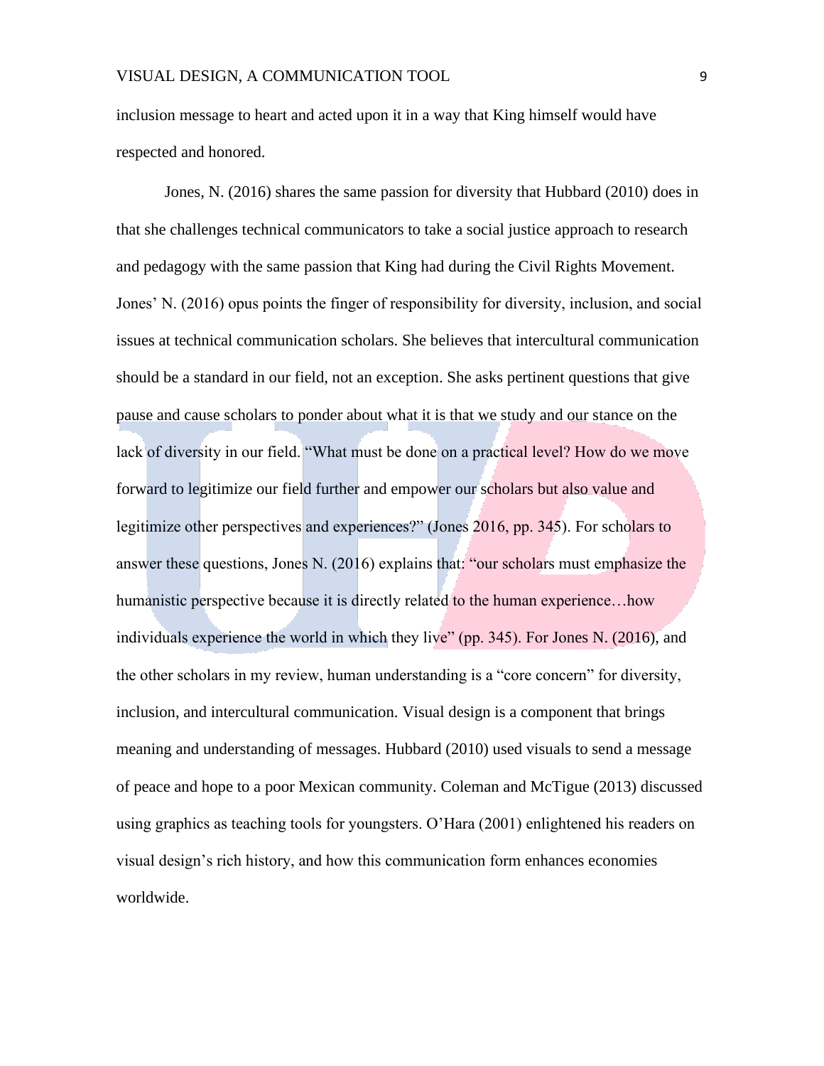inclusion message to heart and acted upon it in a way that King himself would have respected and honored.

Jones, N. (2016) shares the same passion for diversity that Hubbard (2010) does in that she challenges technical communicators to take a social justice approach to research and pedagogy with the same passion that King had during the Civil Rights Movement. Jones' N. (2016) opus points the finger of responsibility for diversity, inclusion, and social issues at technical communication scholars. She believes that intercultural communication should be a standard in our field, not an exception. She asks pertinent questions that give pause and cause scholars to ponder about what it is that we study and our stance on the lack of diversity in our field. "What must be done on a practical level? How do we move forward to legitimize our field further and empower our scholars but also value and legitimize other perspectives and experiences?" (Jones 2016, pp. 345). For scholars to answer these questions, Jones N. (2016) explains that: "our scholars must emphasize the humanistic perspective because it is directly related to the human experience…how individuals experience the world in which they live" (pp. 345). For Jones N. (2016), and the other scholars in my review, human understanding is a "core concern" for diversity, inclusion, and intercultural communication. Visual design is a component that brings meaning and understanding of messages. Hubbard (2010) used visuals to send a message of peace and hope to a poor Mexican community. Coleman and McTigue (2013) discussed using graphics as teaching tools for youngsters. O'Hara (2001) enlightened his readers on visual design's rich history, and how this communication form enhances economies worldwide.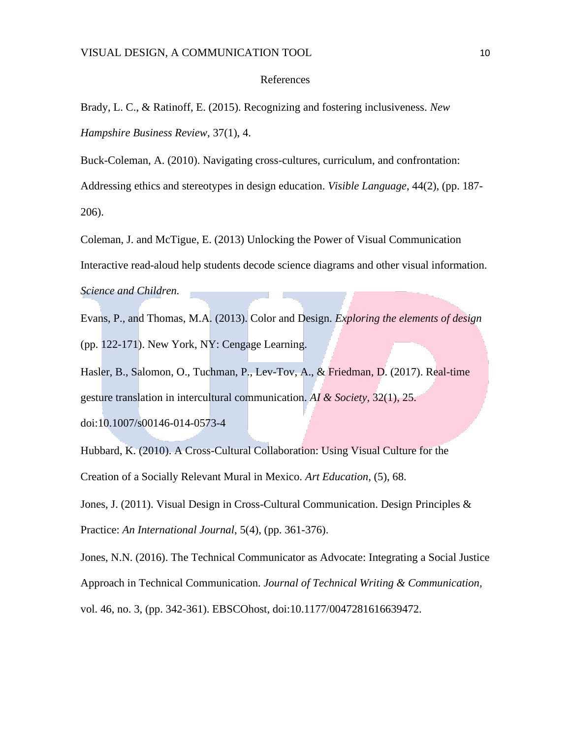# References

Brady, L. C., & Ratinoff, E. (2015). Recognizing and fostering inclusiveness. *New Hampshire Business Review*, 37(1), 4.

Buck-Coleman, A. (2010). Navigating cross-cultures, curriculum, and confrontation: Addressing ethics and stereotypes in design education. *Visible Language*, 44(2), (pp. 187-206).

Coleman, J. and McTigue, E. (2013) Unlocking the Power of Visual Communication Interactive read-aloud help students decode science diagrams and other visual information. *Science and Children.*

Evans, P., and Thomas, M.A. (2013). Color and Design. *Exploring the elements of design* (pp. 122-171). New York, NY: Cengage Learning.

Hasler, B., Salomon, O., Tuchman, P., Lev-Tov, A., & Friedman, D. (2017). Real-time gesture translation in intercultural communication. *AI & Society*, 32(1), 25. doi:10.1007/s00146-014-0573-4

Hubbard, K. (2010). A Cross-Cultural Collaboration: Using Visual Culture for the Creation of a Socially Relevant Mural in Mexico. *Art Education*, (5), 68.

Jones, J. (2011). Visual Design in Cross-Cultural Communication. Design Principles & Practice: *An International Journal*, 5(4), (pp. 361-376).

Jones, N.N. (2016). The Technical Communicator as Advocate: Integrating a Social Justice Approach in Technical Communication. *Journal of Technical Writing & Communication*, vol. 46, no. 3, (pp. 342-361). EBSCOhost, doi:10.1177/0047281616639472.